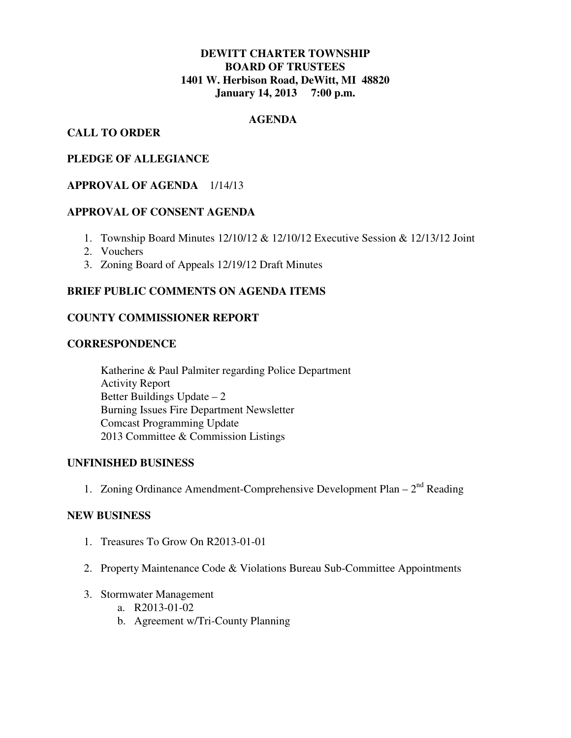**DEWITT CHARTER TOWNSHIP**
**BOARD OF TRUSTEES**
**1401 W. Herbison Road, DeWitt, MI 48820**
**January 14, 2013 7:00 p.m.**

## AGENDA

## CALL TO ORDER

## PLEDGE OF ALLEGIANCE

## APPROVAL OF AGENDA 1/14/13

## APPROVAL OF CONSENT AGENDA

1. Township Board Minutes 12/10/12 & 12/10/12 Executive Session & 12/13/12 Joint
2. Vouchers
3. Zoning Board of Appeals 12/19/12 Draft Minutes

## BRIEF PUBLIC COMMENTS ON AGENDA ITEMS

## COUNTY COMMISSIONER REPORT

## CORRESPONDENCE

Katherine & Paul Palmiter regarding Police Department
Activity Report
Better Buildings Update – 2
Burning Issues Fire Department Newsletter
Comcast Programming Update
2013 Committee & Commission Listings

## UNFINISHED BUSINESS

1. Zoning Ordinance Amendment-Comprehensive Development Plan – 2nd Reading

## NEW BUSINESS

1. Treasures To Grow On R2013-01-01
2. Property Maintenance Code & Violations Bureau Sub-Committee Appointments
3. Stormwater Management
   a. R2013-01-02
   b. Agreement w/Tri-County Planning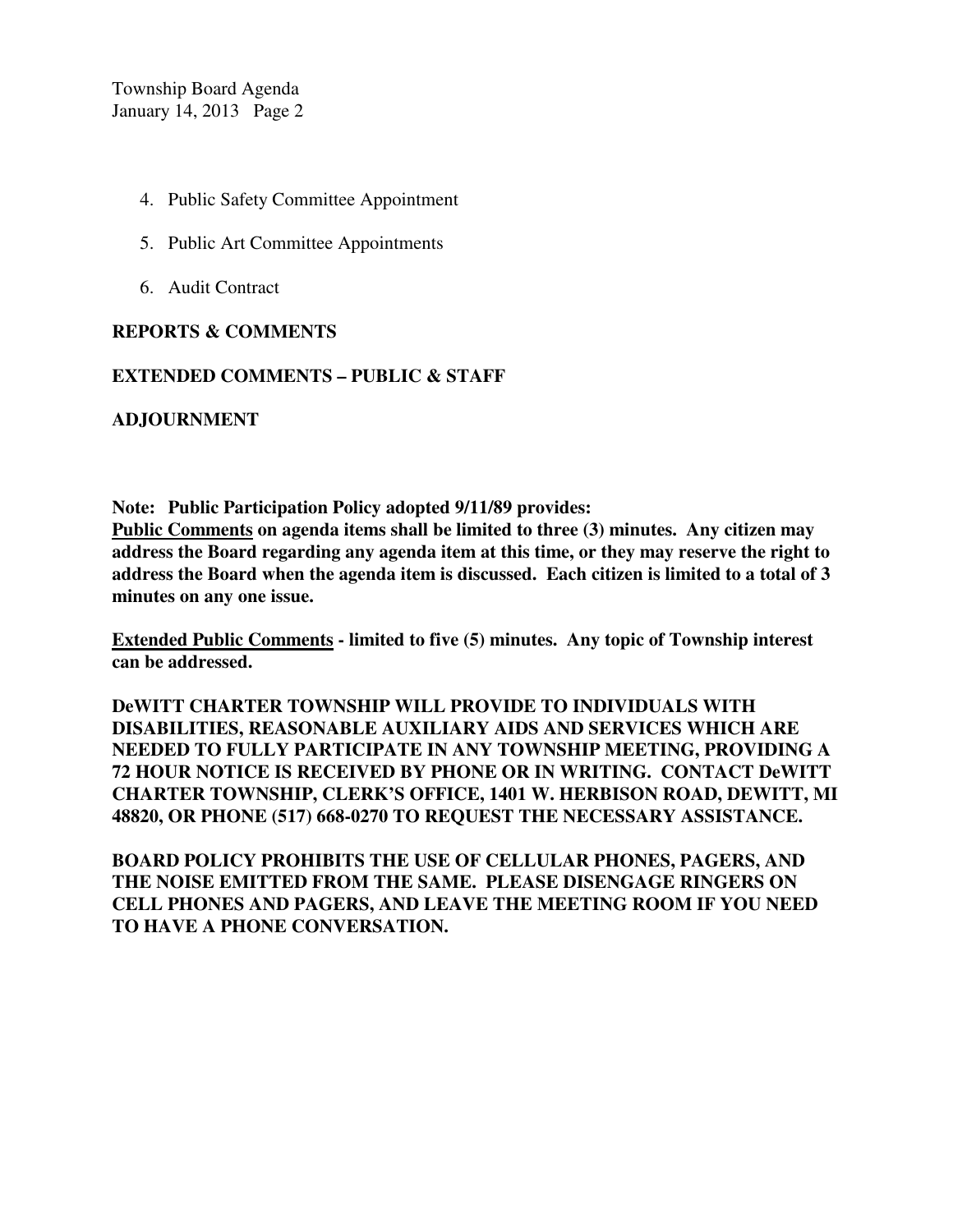4. Public Safety Committee Appointment

5. Public Art Committee Appointments

6. Audit Contract

**REPORTS & COMMENTS**

**EXTENDED COMMENTS – PUBLIC & STAFF**

**ADJOURNMENT**

**Note: Public Participation Policy adopted 9/11/89 provides:**
**Public Comments on agenda items shall be limited to three (3) minutes. Any citizen may address the Board regarding any agenda item at this time, or they may reserve the right to address the Board when the agenda item is discussed. Each citizen is limited to a total of 3 minutes on any one issue.**

**Extended Public Comments - limited to five (5) minutes. Any topic of Township interest can be addressed.**

**DeWITT CHARTER TOWNSHIP WILL PROVIDE TO INDIVIDUALS WITH DISABILITIES, REASONABLE AUXILIARY AIDS AND SERVICES WHICH ARE NEEDED TO FULLY PARTICIPATE IN ANY TOWNSHIP MEETING, PROVIDING A 72 HOUR NOTICE IS RECEIVED BY PHONE OR IN WRITING. CONTACT DeWITT CHARTER TOWNSHIP, CLERK'S OFFICE, 1401 W. HERBISON ROAD, DEWITT, MI 48820, OR PHONE (517) 668-0270 TO REQUEST THE NECESSARY ASSISTANCE.**

**BOARD POLICY PROHIBITS THE USE OF CELLULAR PHONES, PAGERS, AND THE NOISE EMITTED FROM THE SAME. PLEASE DISENGAGE RINGERS ON CELL PHONES AND PAGERS, AND LEAVE THE MEETING ROOM IF YOU NEED TO HAVE A PHONE CONVERSATION.**